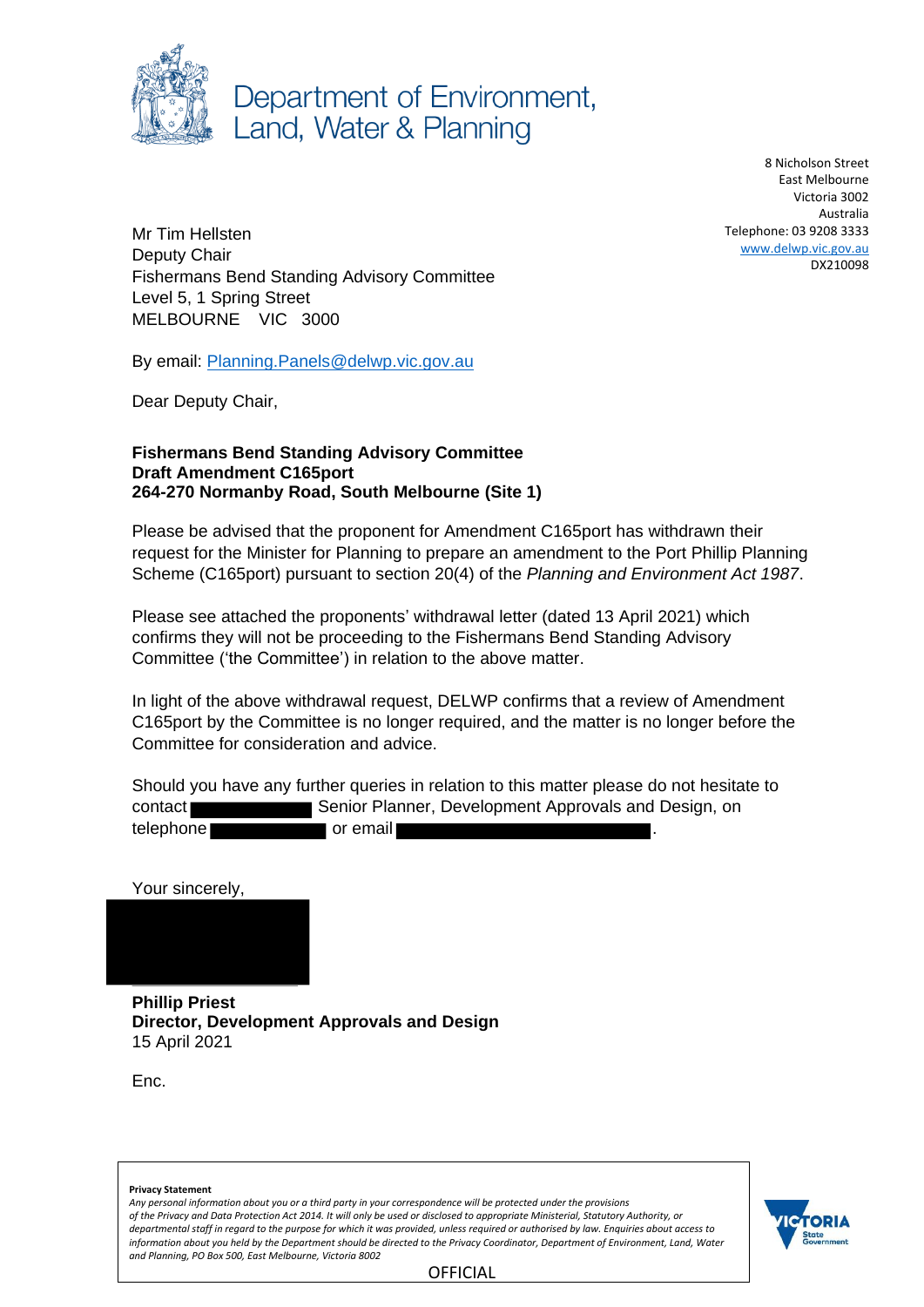# Department of Environment, Land, Water & Planning

8 Nicholson Street
East Melbourne
Victoria 3002
Australia
Telephone: 03 9208 3333
www.delwp.vic.gov.au
DX210098

Mr Tim Hellsten
Deputy Chair
Fishermans Bend Standing Advisory Committee
Level 5, 1 Spring Street
MELBOURNE VIC 3000

By email: Planning.Panels@delwp.vic.gov.au

Dear Deputy Chair,

**Fishermans Bend Standing Advisory Committee**
**Draft Amendment C165port**
**264-270 Normanby Road, South Melbourne (Site 1)**

Please be advised that the proponent for Amendment C165port has withdrawn their request for the Minister for Planning to prepare an amendment to the Port Phillip Planning Scheme (C165port) pursuant to section 20(4) of the *Planning and Environment Act 1987*.

Please see attached the proponents' withdrawal letter (dated 13 April 2021) which confirms they will not be proceeding to the Fishermans Bend Standing Advisory Committee ('the Committee') in relation to the above matter.

In light of the above withdrawal request, DELWP confirms that a review of Amendment C165port by the Committee is no longer required, and the matter is no longer before the Committee for consideration and advice.

Should you have any further queries in relation to this matter please do not hesitate to contact [REDACTED] Senior Planner, Development Approvals and Design, on telephone [REDACTED] or email [REDACTED].

Your sincerely,

[REDACTED]

**Phillip Priest**
**Director, Development Approvals and Design**
15 April 2021

Enc.

**Privacy Statement**
*Any personal information about you or a third party in your correspondence will be protected under the provisions of the Privacy and Data Protection Act 2014. It will only be used or disclosed to appropriate Ministerial, Statutory Authority, or departmental staff in regard to the purpose for which it was provided, unless required or authorised by law. Enquiries about access to information about you held by the Department should be directed to the Privacy Coordinator, Department of Environment, Land, Water and Planning, PO Box 500, East Melbourne, Victoria 8002*

OFFICIAL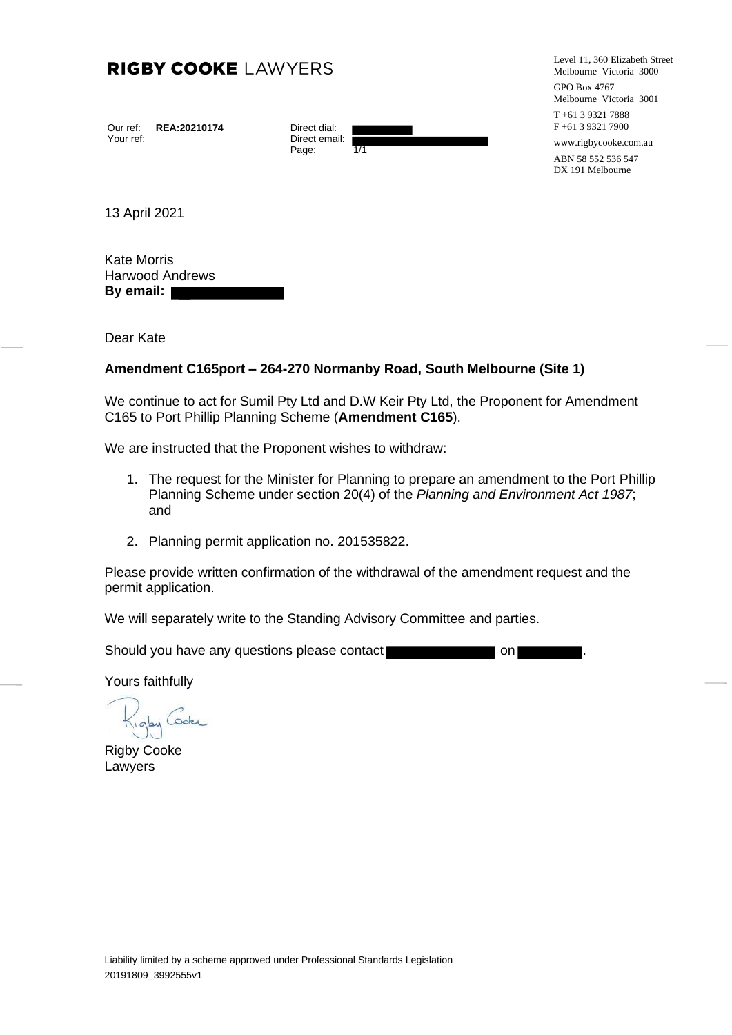**RIGBY COOKE** LAWYERS

Level 11, 360 Elizabeth Street
Melbourne Victoria 3000

GPO Box 4767
Melbourne Victoria 3001

T +61 3 9321 7888
F +61 3 9321 7900

www.rigbycooke.com.au

ABN 58 552 536 547
DX 191 Melbourne

Our ref: **REA:20210174**
Your ref:

Direct dial:
Direct email:
Page: 1/1

13 April 2021

Kate Morris
Harwood Andrews
**By email:**

Dear Kate

**Amendment C165port – 264-270 Normanby Road, South Melbourne (Site 1)**

We continue to act for Sumil Pty Ltd and D.W Keir Pty Ltd, the Proponent for Amendment C165 to Port Phillip Planning Scheme (**Amendment C165**).

We are instructed that the Proponent wishes to withdraw:

1. The request for the Minister for Planning to prepare an amendment to the Port Phillip Planning Scheme under section 20(4) of the *Planning and Environment Act 1987*; and
2. Planning permit application no. 201535822.

Please provide written confirmation of the withdrawal of the amendment request and the permit application.

We will separately write to the Standing Advisory Committee and parties.

Should you have any questions please contact on .

Yours faithfully

Rigby Cooke
Lawyers

Liability limited by a scheme approved under Professional Standards Legislation
20191809_3992555v1